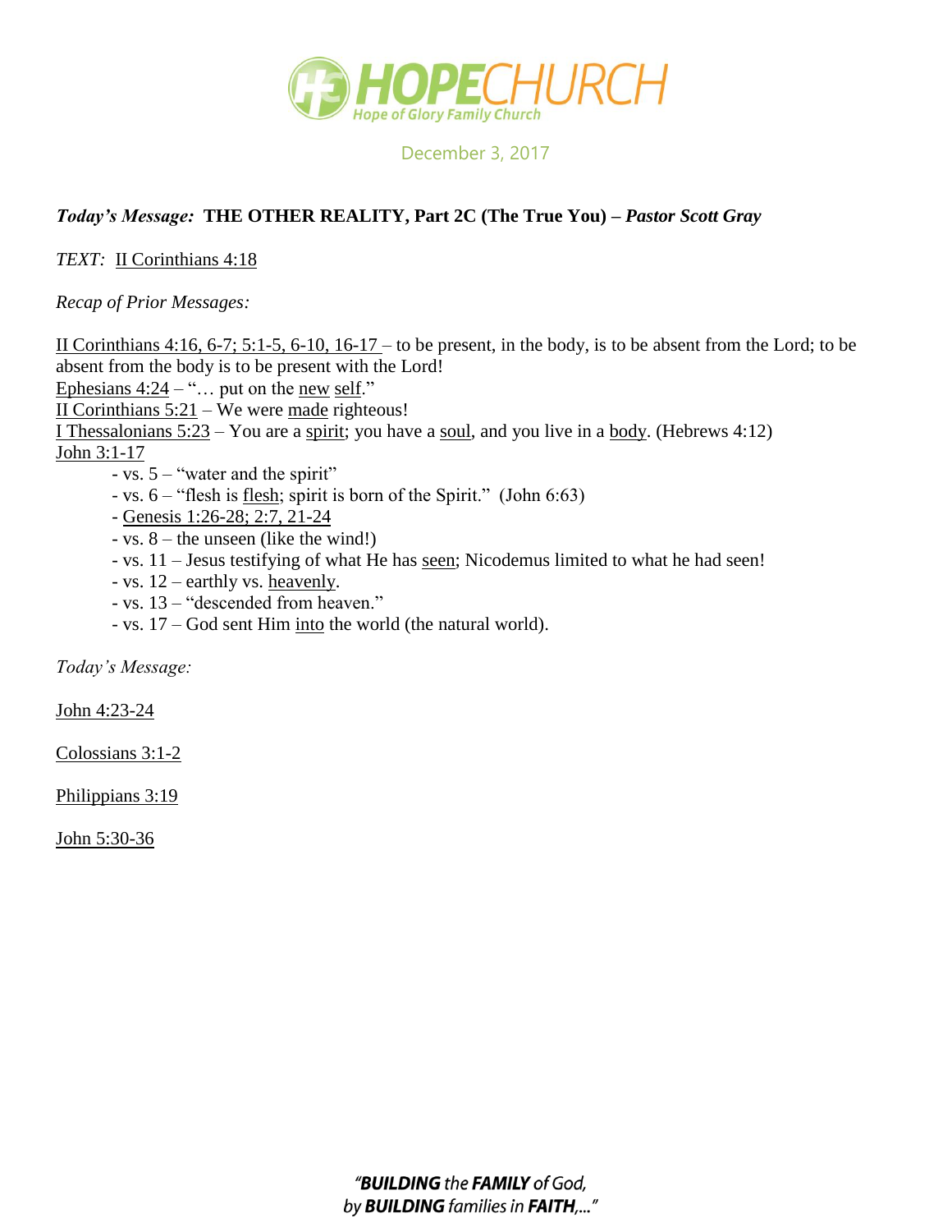# HOPECHURCH

Hope of Glory Family Church

December 3, 2017

***Today's Message:* THE OTHER REALITY, Part 2C (The True You) – *Pastor Scott Gray***

*TEXT:* II Corinthians 4:18

*Recap of Prior Messages:*

II Corinthians 4:16, 6-7; 5:1-5, 6-10, 16-17 – to be present, in the body, is to be absent from the Lord; to be absent from the body is to be present with the Lord!
Ephesians 4:24 – "… put on the new self."
II Corinthians 5:21 – We were made righteous!
I Thessalonians 5:23 – You are a spirit; you have a soul, and you live in a body. (Hebrews 4:12)
John 3:1-17

- vs. 5 – "water and the spirit"
- vs. 6 – "flesh is flesh; spirit is born of the Spirit." (John 6:63)
- Genesis 1:26-28; 2:7, 21-24
- vs. 8 – the unseen (like the wind!)
- vs. 11 – Jesus testifying of what He has seen; Nicodemus limited to what he had seen!
- vs. 12 – earthly vs. heavenly.
- vs. 13 – "descended from heaven."
- vs. 17 – God sent Him into the world (the natural world).

*Today's Message:*

John 4:23-24

Colossians 3:1-2

Philippians 3:19

John 5:30-36

*"**BUILDING** the **FAMILY** of God, by **BUILDING** families in **FAITH**,…"*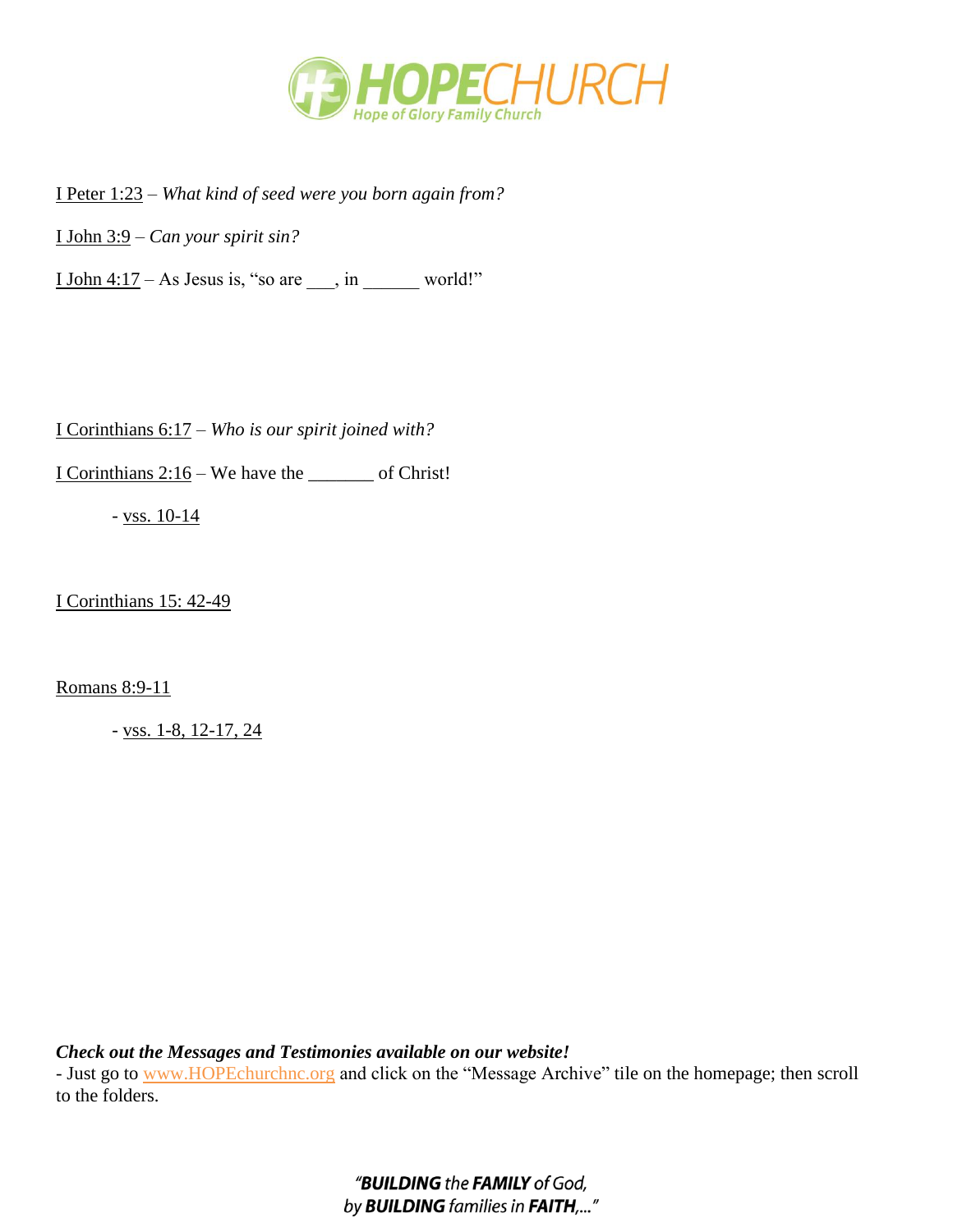I Peter 1:23 – *What kind of seed were you born again from?*

I John 3:9 – *Can your spirit sin?*

I John 4:17 – As Jesus is, "so are ___, in ______ world!"

I Corinthians 6:17 – *Who is our spirit joined with?*

I Corinthians 2:16 – We have the _______ of Christ!

- vss. 10-14

I Corinthians 15: 42-49

Romans 8:9-11

- vss. 1-8, 12-17, 24

***Check out the Messages and Testimonies available on our website!***
- Just go to www.HOPEchurchnc.org and click on the "Message Archive" tile on the homepage; then scroll to the folders.

*"**BUILDING** the **FAMILY** of God, by **BUILDING** families in **FAITH**,..."*